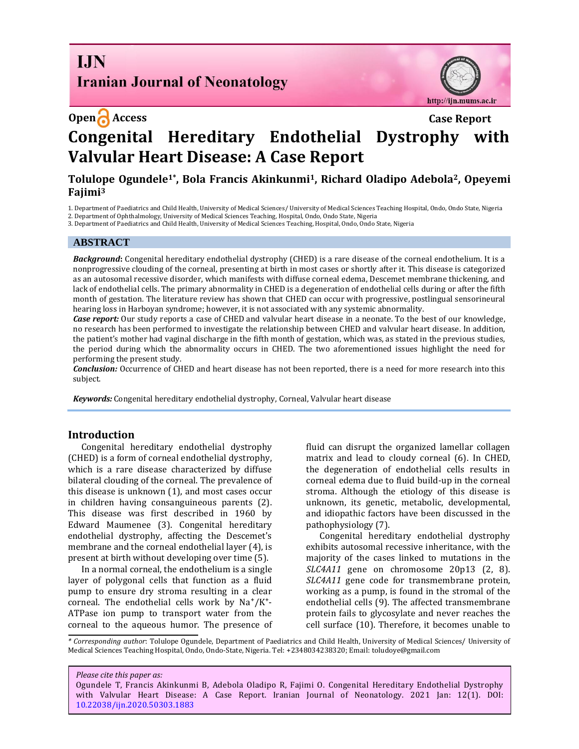Open Access

Case Report

# Congenital Hereditary Endothelial Dystrophy with Valvular Heart Disease: A Case Report

**Tolulope Ogundele[1*], Bola Francis Akinkunmi[1], Richard Oladipo Adebola[2], Opeyemi Fajimi[3]**

1. Department of Paediatrics and Child Health, University of Medical Sciences/ University of Medical Sciences Teaching Hospital, Ondo, Ondo State, Nigeria
2. Department of Ophthalmology, University of Medical Sciences Teaching, Hospital, Ondo, Ondo State, Nigeria
3. Department of Paediatrics and Child Health, University of Medical Sciences Teaching, Hospital, Ondo, Ondo State, Nigeria

## ABSTRACT

***Background*:** Congenital hereditary endothelial dystrophy (CHED) is a rare disease of the corneal endothelium. It is a nonprogressive clouding of the corneal, presenting at birth in most cases or shortly after it. This disease is categorized as an autosomal recessive disorder, which manifests with diffuse corneal edema, Descemet membrane thickening, and lack of endothelial cells. The primary abnormality in CHED is a degeneration of endothelial cells during or after the fifth month of gestation. The literature review has shown that CHED can occur with progressive, postlingual sensorineural hearing loss in Harboyan syndrome; however, it is not associated with any systemic abnormality.

***Case report:*** Our study reports a case of CHED and valvular heart disease in a neonate. To the best of our knowledge, no research has been performed to investigate the relationship between CHED and valvular heart disease. In addition, the patient's mother had vaginal discharge in the fifth month of gestation, which was, as stated in the previous studies, the period during which the abnormality occurs in CHED. The two aforementioned issues highlight the need for performing the present study.

***Conclusion:*** Occurrence of CHED and heart disease has not been reported, there is a need for more research into this subject.

***Keywords:*** Congenital hereditary endothelial dystrophy, Corneal, Valvular heart disease

## Introduction

Congenital hereditary endothelial dystrophy (CHED) is a form of corneal endothelial dystrophy, which is a rare disease characterized by diffuse bilateral clouding of the corneal. The prevalence of this disease is unknown (1), and most cases occur in children having consanguineous parents (2). This disease was first described in 1960 by Edward Maumenee (3). Congenital hereditary endothelial dystrophy, affecting the Descemet's membrane and the corneal endothelial layer (4), is present at birth without developing over time (5).

In a normal corneal, the endothelium is a single layer of polygonal cells that function as a fluid pump to ensure dry stroma resulting in a clear corneal. The endothelial cells work by $Na^+/K^+$-ATPase ion pump to transport water from the corneal to the aqueous humor. The presence of fluid can disrupt the organized lamellar collagen matrix and lead to cloudy corneal (6). In CHED, the degeneration of endothelial cells results in corneal edema due to fluid build-up in the corneal stroma. Although the etiology of this disease is unknown, its genetic, metabolic, developmental, and idiopathic factors have been discussed in the pathophysiology (7).

Congenital hereditary endothelial dystrophy exhibits autosomal recessive inheritance, with the majority of the cases linked to mutations in the *SLC4A11* gene on chromosome 20p13 (2, 8). *SLC4A11* gene code for transmembrane protein, working as a pump, is found in the stromal of the endothelial cells (9). The affected transmembrane protein fails to glycosylate and never reaches the cell surface (10). Therefore, it becomes unable to

*\* Corresponding author*: Tolulope Ogundele, Department of Paediatrics and Child Health, University of Medical Sciences/ University of Medical Sciences Teaching Hospital, Ondo, Ondo-State, Nigeria. Tel: +2348034238320; Email: toludoye@gmail.com

*Please cite this paper as:*
Ogundele T, Francis Akinkunmi B, Adebola Oladipo R, Fajimi O. Congenital Hereditary Endothelial Dystrophy with Valvular Heart Disease: A Case Report. Iranian Journal of Neonatology. 2021 Jan: 12(1). DOI: 10.22038/ijn.2020.50303.1883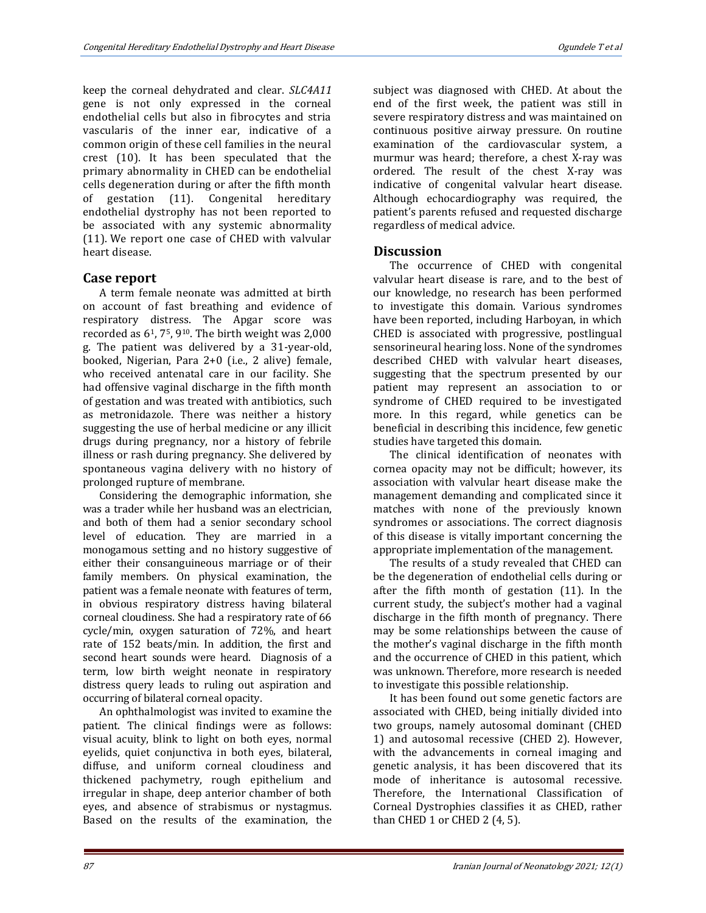keep the corneal dehydrated and clear. *SLC4A11* gene is not only expressed in the corneal endothelial cells but also in fibrocytes and stria vascularis of the inner ear, indicative of a common origin of these cell families in the neural crest (10). It has been speculated that the primary abnormality in CHED can be endothelial cells degeneration during or after the fifth month of gestation (11). Congenital hereditary endothelial dystrophy has not been reported to be associated with any systemic abnormality (11). We report one case of CHED with valvular heart disease.

## Case report

A term female neonate was admitted at birth on account of fast breathing and evidence of respiratory distress. The Apgar score was recorded as $6^1$, $7^5$, $9^{10}$. The birth weight was 2,000 g. The patient was delivered by a 31-year-old, booked, Nigerian, Para 2+0 (i.e., 2 alive) female, who received antenatal care in our facility. She had offensive vaginal discharge in the fifth month of gestation and was treated with antibiotics, such as metronidazole. There was neither a history suggesting the use of herbal medicine or any illicit drugs during pregnancy, nor a history of febrile illness or rash during pregnancy. She delivered by spontaneous vagina delivery with no history of prolonged rupture of membrane.

Considering the demographic information, she was a trader while her husband was an electrician, and both of them had a senior secondary school level of education. They are married in a monogamous setting and no history suggestive of either their consanguineous marriage or of their family members. On physical examination, the patient was a female neonate with features of term, in obvious respiratory distress having bilateral corneal cloudiness. She had a respiratory rate of 66 cycle/min, oxygen saturation of 72%, and heart rate of 152 beats/min. In addition, the first and second heart sounds were heard. Diagnosis of a term, low birth weight neonate in respiratory distress query leads to ruling out aspiration and occurring of bilateral corneal opacity.

An ophthalmologist was invited to examine the patient. The clinical findings were as follows: visual acuity, blink to light on both eyes, normal eyelids, quiet conjunctiva in both eyes, bilateral, diffuse, and uniform corneal cloudiness and thickened pachymetry, rough epithelium and irregular in shape, deep anterior chamber of both eyes, and absence of strabismus or nystagmus. Based on the results of the examination, the subject was diagnosed with CHED. At about the end of the first week, the patient was still in severe respiratory distress and was maintained on continuous positive airway pressure. On routine examination of the cardiovascular system, a murmur was heard; therefore, a chest X-ray was ordered. The result of the chest X-ray was indicative of congenital valvular heart disease. Although echocardiography was required, the patient's parents refused and requested discharge regardless of medical advice.

## Discussion

The occurrence of CHED with congenital valvular heart disease is rare, and to the best of our knowledge, no research has been performed to investigate this domain. Various syndromes have been reported, including Harboyan, in which CHED is associated with progressive, postlingual sensorineural hearing loss. None of the syndromes described CHED with valvular heart diseases, suggesting that the spectrum presented by our patient may represent an association to or syndrome of CHED required to be investigated more. In this regard, while genetics can be beneficial in describing this incidence, few genetic studies have targeted this domain.

The clinical identification of neonates with cornea opacity may not be difficult; however, its association with valvular heart disease make the management demanding and complicated since it matches with none of the previously known syndromes or associations. The correct diagnosis of this disease is vitally important concerning the appropriate implementation of the management.

The results of a study revealed that CHED can be the degeneration of endothelial cells during or after the fifth month of gestation (11). In the current study, the subject's mother had a vaginal discharge in the fifth month of pregnancy. There may be some relationships between the cause of the mother's vaginal discharge in the fifth month and the occurrence of CHED in this patient, which was unknown. Therefore, more research is needed to investigate this possible relationship.

It has been found out some genetic factors are associated with CHED, being initially divided into two groups, namely autosomal dominant (CHED 1) and autosomal recessive (CHED 2). However, with the advancements in corneal imaging and genetic analysis, it has been discovered that its mode of inheritance is autosomal recessive. Therefore, the International Classification of Corneal Dystrophies classifies it as CHED, rather than CHED 1 or CHED 2 (4, 5).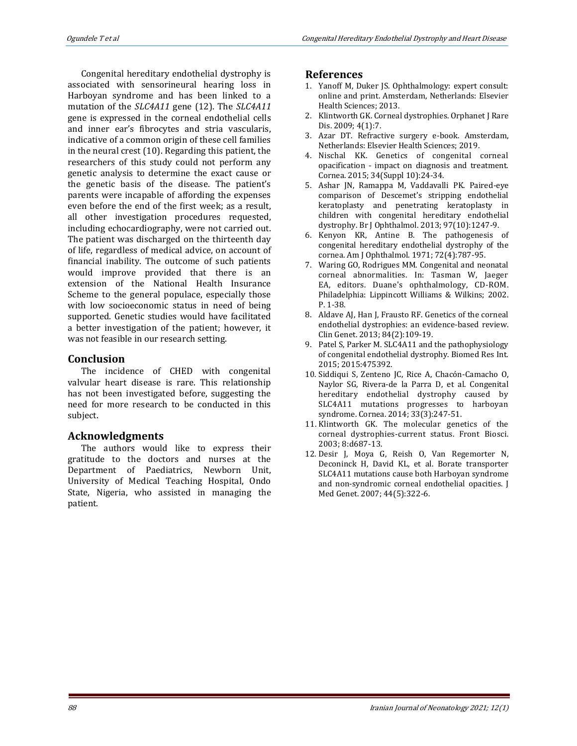Congenital hereditary endothelial dystrophy is associated with sensorineural hearing loss in Harboyan syndrome and has been linked to a mutation of the *SLC4A11* gene (12). The *SLC4A11* gene is expressed in the corneal endothelial cells and inner ear's fibrocytes and stria vascularis, indicative of a common origin of these cell families in the neural crest (10). Regarding this patient, the researchers of this study could not perform any genetic analysis to determine the exact cause or the genetic basis of the disease. The patient's parents were incapable of affording the expenses even before the end of the first week; as a result, all other investigation procedures requested, including echocardiography, were not carried out. The patient was discharged on the thirteenth day of life, regardless of medical advice, on account of financial inability. The outcome of such patients would improve provided that there is an extension of the National Health Insurance Scheme to the general populace, especially those with low socioeconomic status in need of being supported. Genetic studies would have facilitated a better investigation of the patient; however, it was not feasible in our research setting.

## Conclusion

The incidence of CHED with congenital valvular heart disease is rare. This relationship has not been investigated before, suggesting the need for more research to be conducted in this subject.

## Acknowledgments

The authors would like to express their gratitude to the doctors and nurses at the Department of Paediatrics, Newborn Unit, University of Medical Teaching Hospital, Ondo State, Nigeria, who assisted in managing the patient.

## References

1. Yanoff M, Duker JS. Ophthalmology: expert consult: online and print. Amsterdam, Netherlands: Elsevier Health Sciences; 2013.
2. Klintworth GK. Corneal dystrophies. Orphanet J Rare Dis. 2009; 4(1):7.
3. Azar DT. Refractive surgery e-book. Amsterdam, Netherlands: Elsevier Health Sciences; 2019.
4. Nischal KK. Genetics of congenital corneal opacification - impact on diagnosis and treatment. Cornea. 2015; 34(Suppl 10):24-34.
5. Ashar JN, Ramappa M, Vaddavalli PK. Paired-eye comparison of Descemet's stripping endothelial keratoplasty and penetrating keratoplasty in children with congenital hereditary endothelial dystrophy. Br J Ophthalmol. 2013; 97(10):1247-9.
6. Kenyon KR, Antine B. The pathogenesis of congenital hereditary endothelial dystrophy of the cornea. Am J Ophthalmol. 1971; 72(4):787-95.
7. Waring GO, Rodrigues MM. Congenital and neonatal corneal abnormalities. In: Tasman W, Jaeger EA, editors. Duane's ophthalmology, CD-ROM. Philadelphia: Lippincott Williams & Wilkins; 2002. P. 1-38.
8. Aldave AJ, Han J, Frausto RF. Genetics of the corneal endothelial dystrophies: an evidence-based review. Clin Genet. 2013; 84(2):109-19.
9. Patel S, Parker M. SLC4A11 and the pathophysiology of congenital endothelial dystrophy. Biomed Res Int. 2015; 2015:475392.
10. Siddiqui S, Zenteno JC, Rice A, Chacón-Camacho O, Naylor SG, Rivera-de la Parra D, et al. Congenital hereditary endothelial dystrophy caused by SLC4A11 mutations progresses to harboyan syndrome. Cornea. 2014; 33(3):247-51.
11. Klintworth GK. The molecular genetics of the corneal dystrophies-current status. Front Biosci. 2003; 8:d687-13.
12. Desir J, Moya G, Reish O, Van Regemorter N, Deconinck H, David KL, et al. Borate transporter SLC4A11 mutations cause both Harboyan syndrome and non-syndromic corneal endothelial opacities. J Med Genet. 2007; 44(5):322-6.